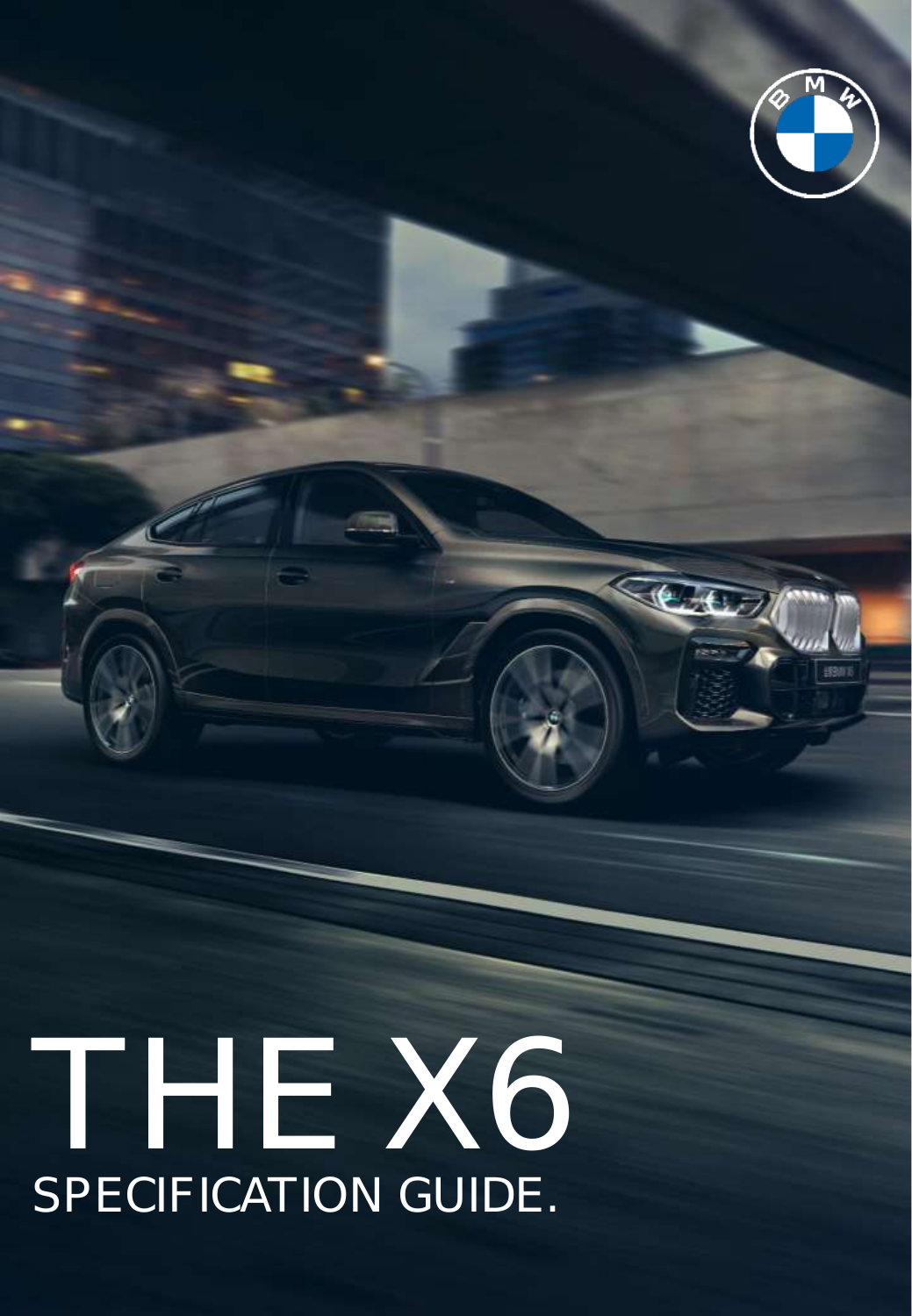# THE X6

## SPECIFICATION GUIDE.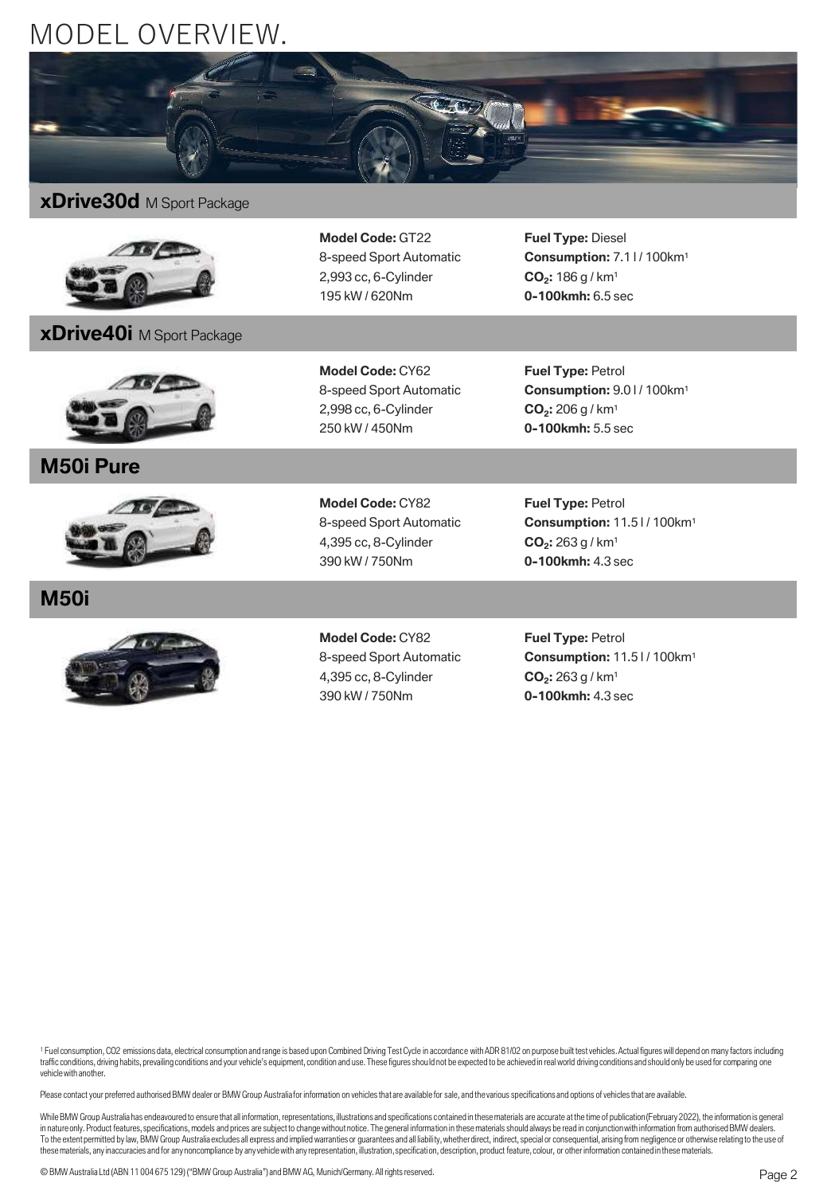# MODEL OVERVIEW.

## xDrive30d M Sport Package

**Model Code:** GT22
8-speed Sport Automatic
2,993 cc, 6-Cylinder
195 kW / 620Nm

**Fuel Type:** Diesel
**Consumption:** 7.1 l / 100km[1]
**$CO_2$:** 186 g / km[1]
**0-100kmh:** 6.5 sec

## xDrive40i M Sport Package

**Model Code:** CY62
8-speed Sport Automatic
2,998 cc, 6-Cylinder
250 kW / 450Nm

**Fuel Type:** Petrol
**Consumption:** 9.0 l / 100km[1]
**$CO_2$:** 206 g / km[1]
**0-100kmh:** 5.5 sec

## M50i Pure

**Model Code:** CY82
8-speed Sport Automatic
4,395 cc, 8-Cylinder
390 kW / 750Nm

**Fuel Type:** Petrol
**Consumption:** 11.5 l / 100km[1]
**$CO_2$:** 263 g / km[1]
**0-100kmh:** 4.3 sec

## M50i

**Model Code:** CY82
8-speed Sport Automatic
4,395 cc, 8-Cylinder
390 kW / 750Nm

**Fuel Type:** Petrol
**Consumption:** 11.5 l / 100km[1]
**$CO_2$:** 263 g / km[1]
**0-100kmh:** 4.3 sec

[1] Fuel consumption, CO2 emissions data, electrical consumption and range is based upon Combined Driving Test Cycle in accordance with ADR 81/02 on purpose built test vehicles. Actual figures will depend on many factors including traffic conditions, driving habits, prevailing conditions and your vehicle's equipment, condition and use. These figures should not be expected to be achieved in real world driving conditions and should only be used for comparing one vehicle with another.

Please contact your preferred authorised BMW dealer or BMW Group Australia for information on vehicles that are available for sale, and the various specifications and options of vehicles that are available.

While BMW Group Australia has endeavoured to ensure that all information, representations, illustrations and specifications contained in these materials are accurate at the time of publication (February 2022), the information is general in nature only. Product features, specifications, models and prices are subject to change without notice. The general information in these materials should always be read in conjunction with information from authorised BMW dealers. To the extent permitted by law, BMW Group Australia excludes all express and implied warranties or guarantees and all liability, whether direct, indirect, special or consequential, arising from negligence or otherwise relating to the use of these materials, any inaccuracies and for any noncompliance by any vehicle with any representation, illustration, specification, description, product feature, colour, or other information contained in these materials.

© BMW Australia Ltd (ABN 11 004 675 129) ("BMW Group Australia") and BMW AG, Munich/Germany. All rights reserved.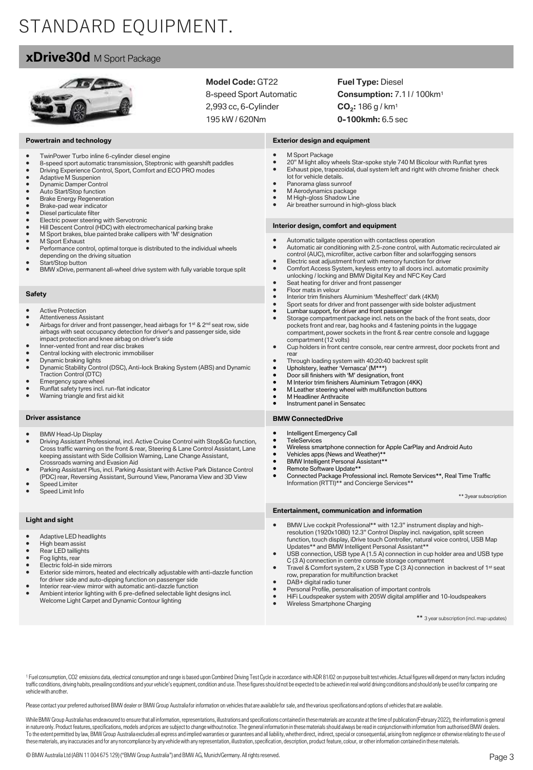# STANDARD EQUIPMENT.

## xDrive30d M Sport Package

**Model Code:** GT22
8-speed Sport Automatic
2,993 cc, 6-Cylinder
195 kW / 620Nm

**Fuel Type:** Diesel
**Consumption:** 7.1 l / 100km[1]
**$CO_2$:** 186 g / km[1]
**0-100kmh:** 6.5 sec

### Powertrain and technology

- TwinPower Turbo inline 6-cylinder diesel engine
- 8-speed sport automatic transmission, Steptronic with gearshift paddles
- Driving Experience Control, Sport, Comfort and ECO PRO modes
- Adaptive M Suspenion
- Dynamic Damper Control
- Auto Start/Stop function
- Brake Energy Regeneration
- Brake-pad wear indicator
- Diesel particulate filter
- Electric power steering with Servotronic
- Hill Descent Control (HDC) with electromechanical parking brake
- M Sport brakes, blue painted brake callipers with 'M' designation
- M Sport Exhaust
- Performance control, optimal torque is distributed to the individual wheels depending on the driving situation
- Start/Stop button
- BMW xDrive, permanent all-wheel drive system with fully variable torque split

### Safety

- Active Protection
- Attentiveness Assistant
- Airbags for driver and front passenger, head airbags for 1st & 2nd seat row, side airbags with seat occupancy detection for driver's and passenger side, side impact protection and knee airbag on driver's side
- Inner-vented front and rear disc brakes
- Central locking with electronic immobiliser
- Dynamic braking lights
- Dynamic Stability Control (DSC), Anti-lock Braking System (ABS) and Dynamic Traction Control (DTC)
- Emergency spare wheel
- Runflat safety tyres incl. run-flat indicator
- Warning triangle and first aid kit

### Driver assistance

- BMW Head-Up Display
- Driving Assistant Professional, incl. Active Cruise Control with Stop&Go function, Cross traffic warning on the front & rear, Steering & Lane Control Assistant, Lane keeping assistant with Side Collision Warning, Lane Change Assistant, Crossroads warning and Evasion Aid
- Parking Assistant Plus, incl. Parking Assistant with Active Park Distance Control (PDC) rear, Reversing Assistant, Surround View, Panorama View and 3D View
- Speed Limiter
- Speed Limit Info

### Light and sight

- Adaptive LED headlights
- High beam assist
- Rear LED taillights
- Fog lights, rear
- Electric fold-in side mirrors
- Exterior side mirrors, heated and electrically adjustable with anti-dazzle function for driver side and auto-dipping function on passenger side
- Interior rear-view mirror with automatic anti-dazzle function
- Ambient interior lighting with 6 pre-defined selectable light designs incl. Welcome Light Carpet and Dynamic Contour lighting

### Exterior design and equipment

- M Sport Package
- 20" M light alloy wheels Star-spoke style 740 M Bicolour with Runflat tyres
- Exhaust pipe, trapezoidal, dual system left and right with chrome finisher check lot for vehicle details.
- Panorama glass sunroof
- M Aerodynamics package
- M High-gloss Shadow Line
- Air breather surround in high-gloss black

### Interior design, comfort and equipment

- Automatic tailgate operation with contactless operation
- Automatic air conditioning with 2.5-zone control, with Automatic recirculated air control (AUC), microfilter, active carbon filter and solar/fogging sensors
- Electric seat adjustment front with memory function for driver
- Comfort Access System, keyless entry to all doors incl. automatic proximity unlocking / locking and BMW Digital Key and NFC Key Card
- Seat heating for driver and front passenger
- Floor mats in velour
- Interior trim finishers Aluminium 'Mesheffect' dark (4KM)
- Sport seats for driver and front passenger with side bolster adjustment
- Lumbar support, for driver and front passenger
- Storage compartment package incl. nets on the back of the front seats, door pockets front and rear, bag hooks and 4 fastening points in the luggage compartment, power sockets in the front & rear centre console and luggage compartment (12 volts)
- Cup holders in front centre console, rear centre armrest, door pockets front and rear
- Through loading system with 40:20:40 backrest split
- Upholstery, leather 'Vernasca' (M***)
- Door sill finishers with 'M' designation, front
- M Interior trim finishers Aluminium Tetragon (4KK)
- M Leather steering wheel with multifunction buttons
- M Headliner Anthracite
- Instrument panel in Sensatec

### BMW ConnectedDrive

- Intelligent Emergency Call
- TeleServices
- Wireless smartphone connection for Apple CarPlay and Android Auto
- Vehicles apps (News and Weather)**
- BMW Intelligent Personal Assistant**
- Remote Software Update**
- Connected Package Professional incl. Remote Services**, Real Time Traffic Information (RTTI)** and Concierge Services**

** 3year subscription

### Entertainment, communication and information

- BMW Live cockpit Professional** with 12.3" instrument display and high-resolution (1920x1080) 12.3" Control Display incl. navigation, split screen function, touch display, iDrive touch Controller, natural voice control, USB Map Updates** and BMW Intelligent Personal Assistant**
- USB connection, USB type A (1.5 A) connection in cup holder area and USB type C (3 A) connection in centre console storage compartment
- Travel & Comfort system, 2 x USB Type C (3 A) connection in backrest of 1st seat row, preparation for multifunction bracket
- DAB+ digital radio tuner
- Personal Profile, personalisation of important controls
- HiFi Loudspeaker system with 205W digital amplifier and 10-loudspeakers
- Wireless Smartphone Charging

** 3 year subscription (incl. map updates)

[1] Fuel consumption, CO2 emissions data, electrical consumption and range is based upon Combined Driving Test Cycle in accordance with ADR 81/02 on purpose built test vehicles. Actual figures will depend on many factors including traffic conditions, driving habits, prevailing conditions and your vehicle's equipment, condition and use. These figures should not be expected to be achieved in real world driving conditions and should only be used for comparing one vehicle with another.

Please contact your preferred authorised BMW dealer or BMW Group Australia for information on vehicles that are available for sale, and the various specifications and options of vehicles that are available.

While BMW Group Australia has endeavoured to ensure that all information, representations, illustrations and specifications contained in these materials are accurate at the time of publication (February 2022), the information is general in nature only. Product features, specifications, models and prices are subject to change without notice. The general information in these materials should always be read in conjunction with information from authorised BMW dealers. To the extent permitted by law, BMW Group Australia excludes all express and implied warranties or guarantees and all liability, whether direct, indirect, special or consequential, arising from negligence or otherwise relating to the use of these materials, any inaccuracies and for any noncompliance by any vehicle with any representation, illustration, specification, description, product feature, colour, or other information contained in these materials.

© BMW Australia Ltd (ABN 11 004 675 129) ("BMW Group Australia") and BMW AG, Munich/Germany. All rights reserved.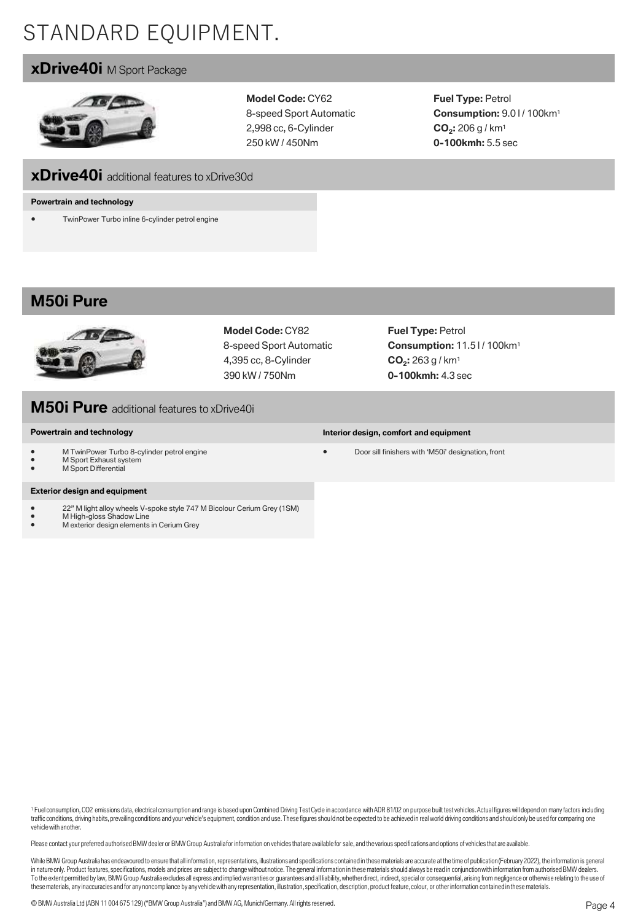# STANDARD EQUIPMENT.

## xDrive40i M Sport Package

**Model Code:** CY62
8-speed Sport Automatic
2,998 cc, 6-Cylinder
250 kW / 450Nm

**Fuel Type:** Petrol
**Consumption:** 9.0 l / 100km[1]
$CO_2$**:** 206 g / km[1]
**0-100kmh:** 5.5 sec

## xDrive40i additional features to xDrive30d

**Powertrain and technology**

- TwinPower Turbo inline 6-cylinder petrol engine

## M50i Pure

**Model Code:** CY82
8-speed Sport Automatic
4,395 cc, 8-Cylinder
390 kW / 750Nm

**Fuel Type:** Petrol
**Consumption:** 11.5 l / 100km[1]
$CO_2$**:** 263 g / km[1]
**0-100kmh:** 4.3 sec

## M50i Pure additional features to xDrive40i

**Powertrain and technology**

- M TwinPower Turbo 8-cylinder petrol engine
- M Sport Exhaust system
- M Sport Differential

**Exterior design and equipment**

- 22” M light alloy wheels V-spoke style 747 M Bicolour Cerium Grey (1SM)
- M High-gloss Shadow Line
- M exterior design elements in Cerium Grey

**Interior design, comfort and equipment**

- Door sill finishers with ‘M50i’ designation, front

[1] Fuel consumption, CO2 emissions data, electrical consumption and range is based upon Combined Driving Test Cycle in accordance with ADR 81/02 on purpose built test vehicles. Actual figures will depend on many factors including traffic conditions, driving habits, prevailing conditions and your vehicle's equipment, condition and use. These figures should not be expected to be achieved in real world driving conditions and should only be used for comparing one vehicle with another.

Please contact your preferred authorised BMW dealer or BMW Group Australia for information on vehicles that are available for sale, and the various specifications and options of vehicles that are available.

While BMW Group Australia has endeavoured to ensure that all information, representations, illustrations and specifications contained in these materials are accurate at the time of publication (February 2022), the information is general in nature only. Product features, specifications, models and prices are subject to change without notice. The general information in these materials should always be read in conjunction with information from authorised BMW dealers. To the extent permitted by law, BMW Group Australia excludes all express and implied warranties or guarantees and all liability, whether direct, indirect, special or consequential, arising from negligence or otherwise relating to the use of these materials, any inaccuracies and for any noncompliance by any vehicle with any representation, illustration, specification, description, product feature, colour, or other information contained in these materials.

© BMW Australia Ltd (ABN 11 004 675 129) ("BMW Group Australia") and BMW AG, Munich/Germany. All rights reserved.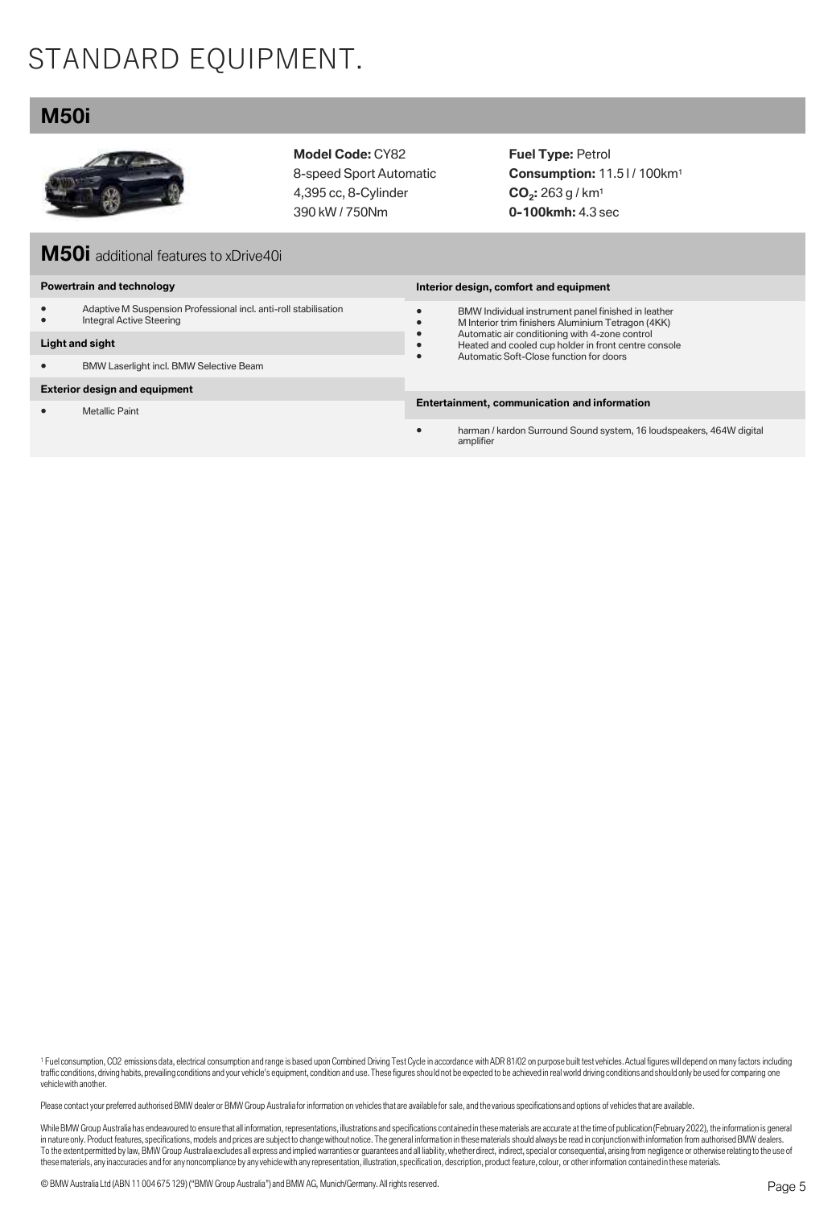# STANDARD EQUIPMENT.

## M50i

**Model Code:** CY82
8-speed Sport Automatic
4,395 cc, 8-Cylinder
390 kW / 750Nm

**Fuel Type:** Petrol
**Consumption:** 11.5 l / 100km[1]
**$CO_2$:** 263 g / km[1]
**0-100kmh:** 4.3 sec

## M50i additional features to xDrive40i

### Powertrain and technology

- Adaptive M Suspension Professional incl. anti-roll stabilisation
- Integral Active Steering

### Light and sight

- BMW Laserlight incl. BMW Selective Beam

### Exterior design and equipment

- Metallic Paint

### Interior design, comfort and equipment

- BMW Individual instrument panel finished in leather
- M Interior trim finishers Aluminium Tetragon (4KK)
- Automatic air conditioning with 4-zone control
- Heated and cooled cup holder in front centre console
- Automatic Soft-Close function for doors

### Entertainment, communication and information

- harman / kardon Surround Sound system, 16 loudspeakers, 464W digital amplifier

[1] Fuel consumption, CO2 emissions data, electrical consumption and range is based upon Combined Driving Test Cycle in accordance with ADR 81/02 on purpose built test vehicles. Actual figures will depend on many factors including traffic conditions, driving habits, prevailing conditions and your vehicle's equipment, condition and use. These figures should not be expected to be achieved in real world driving conditions and should only be used for comparing one vehicle with another.

Please contact your preferred authorised BMW dealer or BMW Group Australia for information on vehicles that are available for sale, and the various specifications and options of vehicles that are available.

While BMW Group Australia has endeavoured to ensure that all information, representations, illustrations and specifications contained in these materials are accurate at the time of publication (February 2022), the information is general in nature only. Product features, specifications, models and prices are subject to change without notice. The general information in these materials should always be read in conjunction with information from authorised BMW dealers. To the extent permitted by law, BMW Group Australia excludes all express and implied warranties or guarantees and all liability, whether direct, indirect, special or consequential, arising from negligence or otherwise relating to the use of these materials, any inaccuracies and for any noncompliance by any vehicle with any representation, illustration, specification, description, product feature, colour, or other information contained in these materials.

© BMW Australia Ltd (ABN 11 004 675 129) ("BMW Group Australia") and BMW AG, Munich/Germany. All rights reserved.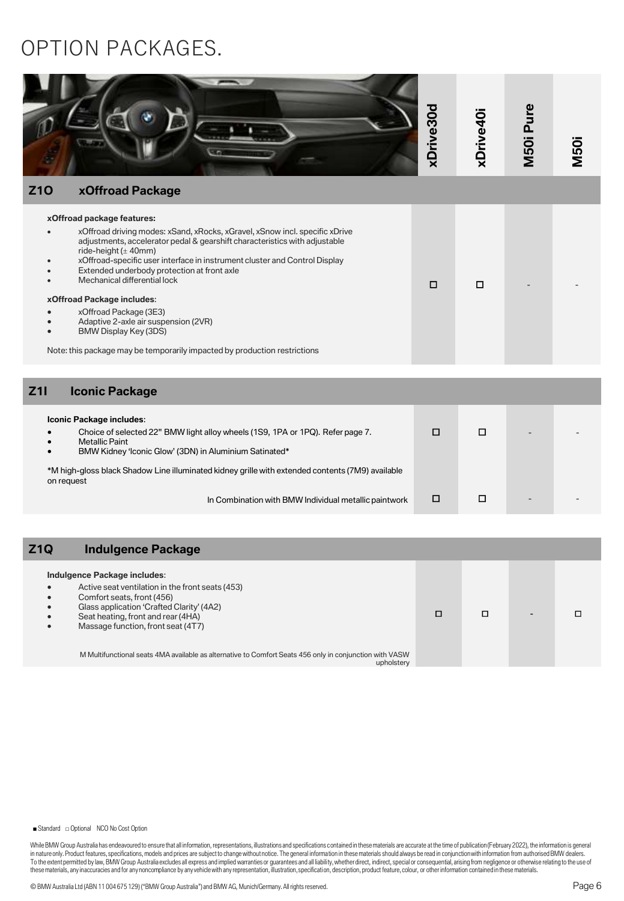# OPTION PACKAGES.

| | xDrive30d | xDrive40i | M50i Pure | M50i |
|---|---|---|---|---|
| **Z1O xOffroad Package** | | | | |
| **xOffroad package features:**<br>• xOffroad driving modes: xSand, xRocks, xGravel, xSnow incl. specific xDrive adjustments, accelerator pedal & gearshift characteristics with adjustable ride-height (± 40mm)<br>• xOffroad-specific user interface in instrument cluster and Control Display<br>• Extended underbody protection at front axle<br>• Mechanical differential lock<br>**xOffroad Package includes**:<br>• xOffroad Package (3E3)<br>• Adaptive 2-axle air suspension (2VR)<br>• BMW Display Key (3DS)<br>Note: this package may be temporarily impacted by production restrictions | □ | □ | - | - |
| **Z1I Iconic Package** | | | | |
| **Iconic Package includes**:<br>• Choice of selected 22" BMW light alloy wheels (1S9, 1PA or 1PQ). Refer page 7.<br>• Metallic Paint<br>• BMW Kidney 'Iconic Glow' (3DN) in Aluminium Satinated*<br>*M high-gloss black Shadow Line illuminated kidney grille with extended contents (7M9) available on request | □ | □ | - | - |
| In Combination with BMW Individual metallic paintwork | □ | □ | - | - |
| **Z1Q Indulgence Package** | | | | |
| **Indulgence Package includes**:<br>• Active seat ventilation in the front seats (453)<br>• Comfort seats, front (456)<br>• Glass application 'Crafted Clarity' (4A2)<br>• Seat heating, front and rear (4HA)<br>• Massage function, front seat (4T7)<br>M Multifunctional seats 4MA available as alternative to Comfort Seats 456 only in conjunction with VASW upholstery | □ | □ | - | □ |

■ Standard □ Optional NCO No Cost Option

While BMW Group Australia has endeavoured to ensure that all information, representations, illustrations and specifications contained in these materials are accurate at the time of publication (February 2022), the information is general in nature only. Product features, specifications, models and prices are subject to change without notice. The general information in these materials should always be read in conjunction with information from authorised BMW dealers. To the extent permitted by law, BMW Group Australia excludes all express and implied warranties or guarantees and all liability, whether direct, indirect, special or consequential, arising from negligence or otherwise relating to the use of these materials, any inaccuracies and for any noncompliance by any vehicle with any representation, illustration, specification, description, product feature, colour, or other information contained in these materials.

© BMW Australia Ltd (ABN 11 004 675 129) ("BMW Group Australia") and BMW AG, Munich/Germany. All rights reserved.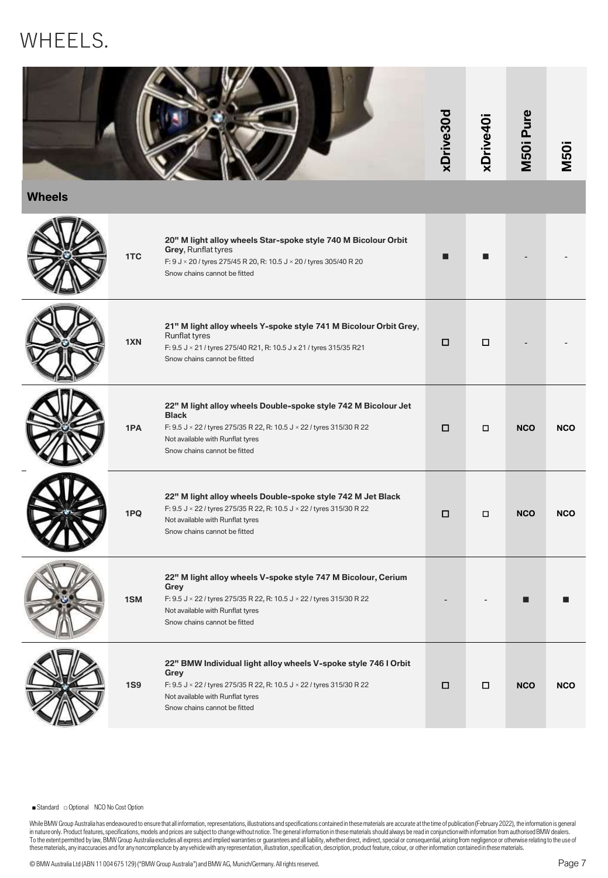# WHEELS.

| Wheels | Code | Description | xDrive30d | xDrive40i | M50i Pure | M50i |
|---|---|---|---|---|---|---|
| | 1TC | **20" M light alloy wheels Star-spoke style 740 M Bicolour Orbit Grey**, Runflat tyres<br>F: 9 J × 20 / tyres 275/45 R 20, R: 10.5 J × 20 / tyres 305/40 R 20<br>Snow chains cannot be fitted | ■ | ■ | - | - |
| | 1XN | **21" M light alloy wheels Y-spoke style 741 M Bicolour Orbit Grey**, Runflat tyres<br>F: 9.5 J × 21 / tyres 275/40 R21, R: 10.5 J x 21 / tyres 315/35 R21<br>Snow chains cannot be fitted | □ | □ | - | - |
| | 1PA | **22" M light alloy wheels Double-spoke style 742 M Bicolour Jet Black**<br>F: 9.5 J × 22 / tyres 275/35 R 22, R: 10.5 J × 22 / tyres 315/30 R 22<br>Not available with Runflat tyres<br>Snow chains cannot be fitted | □ | □ | NCO | NCO |
| | 1PQ | **22" M light alloy wheels Double-spoke style 742 M Jet Black**<br>F: 9.5 J × 22 / tyres 275/35 R 22, R: 10.5 J × 22 / tyres 315/30 R 22<br>Not available with Runflat tyres<br>Snow chains cannot be fitted | □ | □ | NCO | NCO |
| | 1SM | **22" M light alloy wheels V-spoke style 747 M Bicolour, Cerium Grey**<br>F: 9.5 J × 22 / tyres 275/35 R 22, R: 10.5 J × 22 / tyres 315/30 R 22<br>Not available with Runflat tyres<br>Snow chains cannot be fitted | - | - | ■ | ■ |
| | 1S9 | **22" BMW Individual light alloy wheels V-spoke style 746 I Orbit Grey**<br>F: 9.5 J × 22 / tyres 275/35 R 22, R: 10.5 J × 22 / tyres 315/30 R 22<br>Not available with Runflat tyres<br>Snow chains cannot be fitted | □ | □ | NCO | NCO |

■ Standard □ Optional NCO No Cost Option

While BMW Group Australia has endeavoured to ensure that all information, representations, illustrations and specifications contained in these materials are accurate at the time of publication (February 2022), the information is general in nature only. Product features, specifications, models and prices are subject to change without notice. The general information in these materials should always be read in conjunction with information from authorised BMW dealers. To the extent permitted by law, BMW Group Australia excludes all express and implied warranties or guarantees and all liability, whether direct, indirect, special or consequential, arising from negligence or otherwise relating to the use of these materials, any inaccuracies and for any noncompliance by any vehicle with any representation, illustration, specification, description, product feature, colour, or other information contained in these materials.

© BMW Australia Ltd (ABN 11 004 675 129) ("BMW Group Australia") and BMW AG, Munich/Germany. All rights reserved.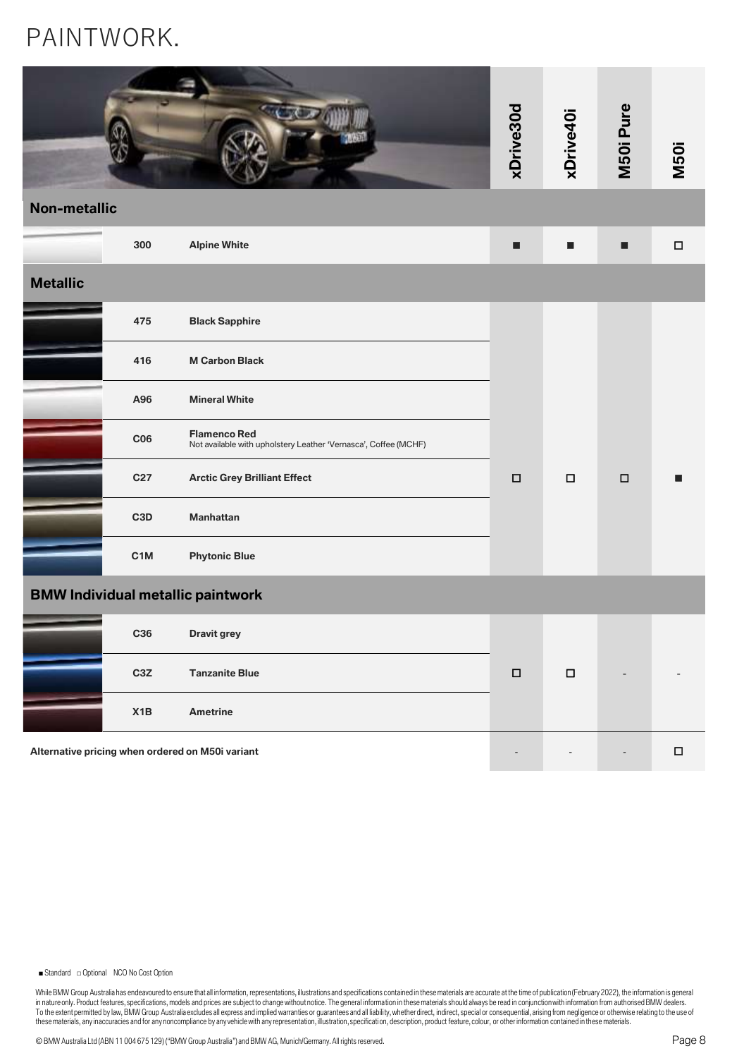# PAINTWORK.

| Code | Colour | xDrive30d | xDrive40i | M50i Pure | M50i |
|---|---|---|---|---|---|
| **Non-metallic** | | | | | |
| 300 | **Alpine White** | ■ | ■ | ■ | □ |
| **Metallic** | | | | | |
| 475 | **Black Sapphire** | □ | □ | □ | ■ |
| 416 | **M Carbon Black** | □ | □ | □ | ■ |
| A96 | **Mineral White** | □ | □ | □ | ■ |
| C06 | **Flamenco Red**<br>Not available with upholstery Leather 'Vernasca', Coffee (MCHF) | □ | □ | □ | ■ |
| C27 | **Arctic Grey Brilliant Effect** | □ | □ | □ | ■ |
| C3D | **Manhattan** | □ | □ | □ | ■ |
| C1M | **Phytonic Blue** | □ | □ | □ | ■ |
| **BMW Individual metallic paintwork** | | | | | |
| C36 | **Dravit grey** | □ | □ | - | - |
| C3Z | **Tanzanite Blue** | □ | □ | - | - |
| X1B | **Ametrine** | □ | □ | - | - |
| **Alternative pricing when ordered on M50i variant** | | - | - | - | □ |

■ Standard □ Optional NCO No Cost Option

While BMW Group Australia has endeavoured to ensure that all information, representations, illustrations and specifications contained in these materials are accurate at the time of publication (February 2022), the information is general in nature only. Product features, specifications, models and prices are subject to change without notice. The general information in these materials should always be read in conjunction with information from authorised BMW dealers. To the extent permitted by law, BMW Group Australia excludes all express and implied warranties or guarantees and all liability, whether direct, indirect, special or consequential, arising from negligence or otherwise relating to the use of these materials, any inaccuracies and for any noncompliance by any vehicle with any representation, illustration, specification, description, product feature, colour, or other information contained in these materials.

© BMW Australia Ltd (ABN 11 004 675 129) ("BMW Group Australia") and BMW AG, Munich/Germany. All rights reserved.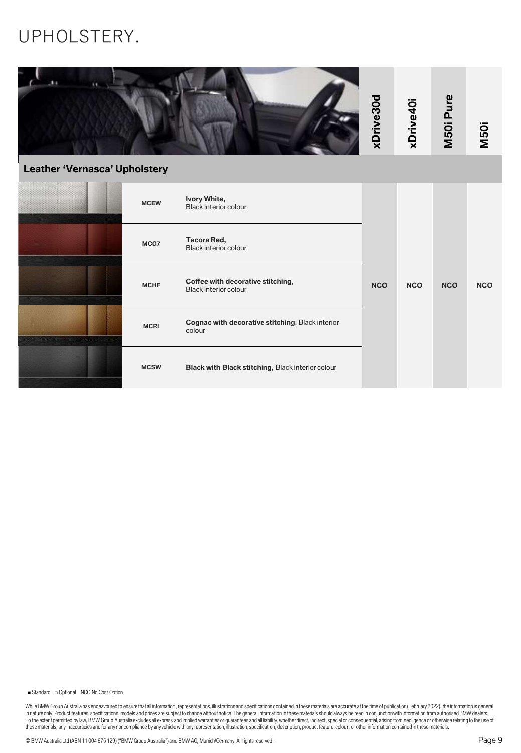# UPHOLSTERY.

| | Code | Description | xDrive30d | xDrive40i | M50i Pure | M50i |
|---|---|---|---|---|---|---|
| **Leather 'Vernasca' Upholstery** | | | | | | |
| | MCEW | **Ivory White,** Black interior colour | NCO | NCO | NCO | NCO |
| | MCG7 | **Tacora Red,** Black interior colour | NCO | NCO | NCO | NCO |
| | MCHF | **Coffee with decorative stitching**, Black interior colour | NCO | NCO | NCO | NCO |
| | MCRI | **Cognac with decorative stitching,** Black interior colour | NCO | NCO | NCO | NCO |
| | MCSW | **Black with Black stitching,** Black interior colour | NCO | NCO | NCO | NCO |

■ Standard □ Optional NCO No Cost Option

While BMW Group Australia has endeavoured to ensure that all information, representations, illustrations and specifications contained in these materials are accurate at the time of publication (February 2022), the information is general in nature only. Product features, specifications, models and prices are subject to change without notice. The general information in these materials should always be read in conjunction with information from authorised BMW dealers. To the extent permitted by law, BMW Group Australia excludes all express and implied warranties or guarantees and all liability, whether direct, indirect, special or consequential, arising from negligence or otherwise relating to the use of these materials, any inaccuracies and for any noncompliance by any vehicle with any representation, illustration, specification, description, product feature, colour, or other information contained in these materials.

© BMW Australia Ltd (ABN 11 004 675 129) ("BMW Group Australia") and BMW AG, Munich/Germany. All rights reserved.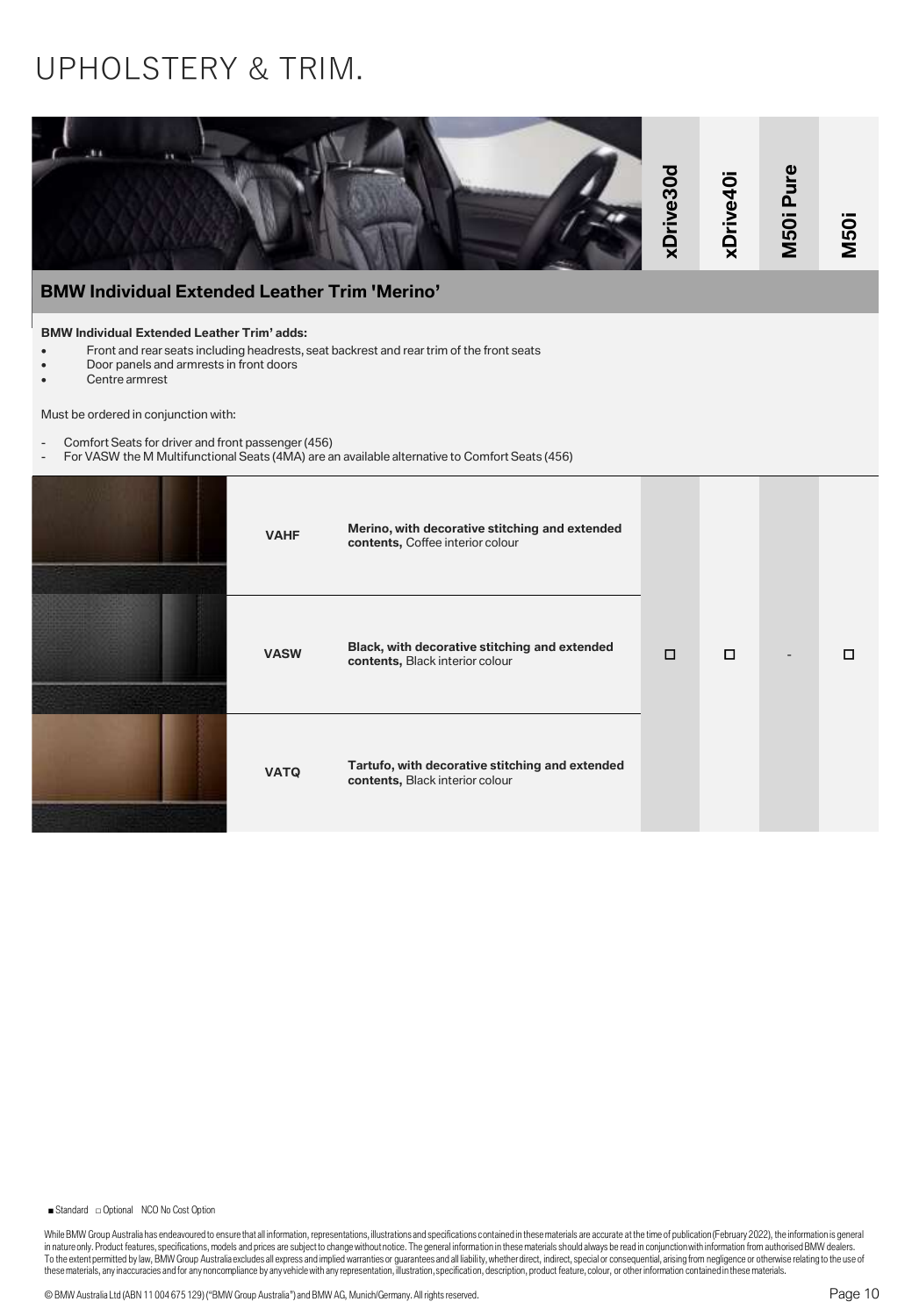# UPHOLSTERY & TRIM.

| | xDrive30d | xDrive40i | M50i Pure | M50i |
|---|---|---|---|---|

## BMW Individual Extended Leather Trim 'Merino'

**BMW Individual Extended Leather Trim' adds:**

- Front and rear seats including headrests, seat backrest and rear trim of the front seats
- Door panels and armrests in front doors
- Centre armrest

Must be ordered in conjunction with:

- Comfort Seats for driver and front passenger (456)
- For VASW the M Multifunctional Seats (4MA) are an available alternative to Comfort Seats (456)

| Code | Description | xDrive30d | xDrive40i | M50i Pure | M50i |
|---|---|---|---|---|---|
| VAHF | **Merino, with decorative stitching and extended contents,** Coffee interior colour | □ | □ | - | □ |
| VASW | **Black, with decorative stitching and extended contents,** Black interior colour | □ | □ | - | □ |
| VATQ | **Tartufo, with decorative stitching and extended contents,** Black interior colour | □ | □ | - | □ |

■ Standard □ Optional NCO No Cost Option

While BMW Group Australia has endeavoured to ensure that all information, representations, illustrations and specifications contained in these materials are accurate at the time of publication (February 2022), the information is general in nature only. Product features, specifications, models and prices are subject to change without notice. The general information in these materials should always be read in conjunction with information from authorised BMW dealers. To the extent permitted by law, BMW Group Australia excludes all express and implied warranties or guarantees and all liability, whether direct, indirect, special or consequential, arising from negligence or otherwise relating to the use of these materials, any inaccuracies and for any noncompliance by any vehicle with any representation, illustration, specification, description, product feature, colour, or other information contained in these materials.

© BMW Australia Ltd (ABN 11 004 675 129) ("BMW Group Australia") and BMW AG, Munich/Germany. All rights reserved.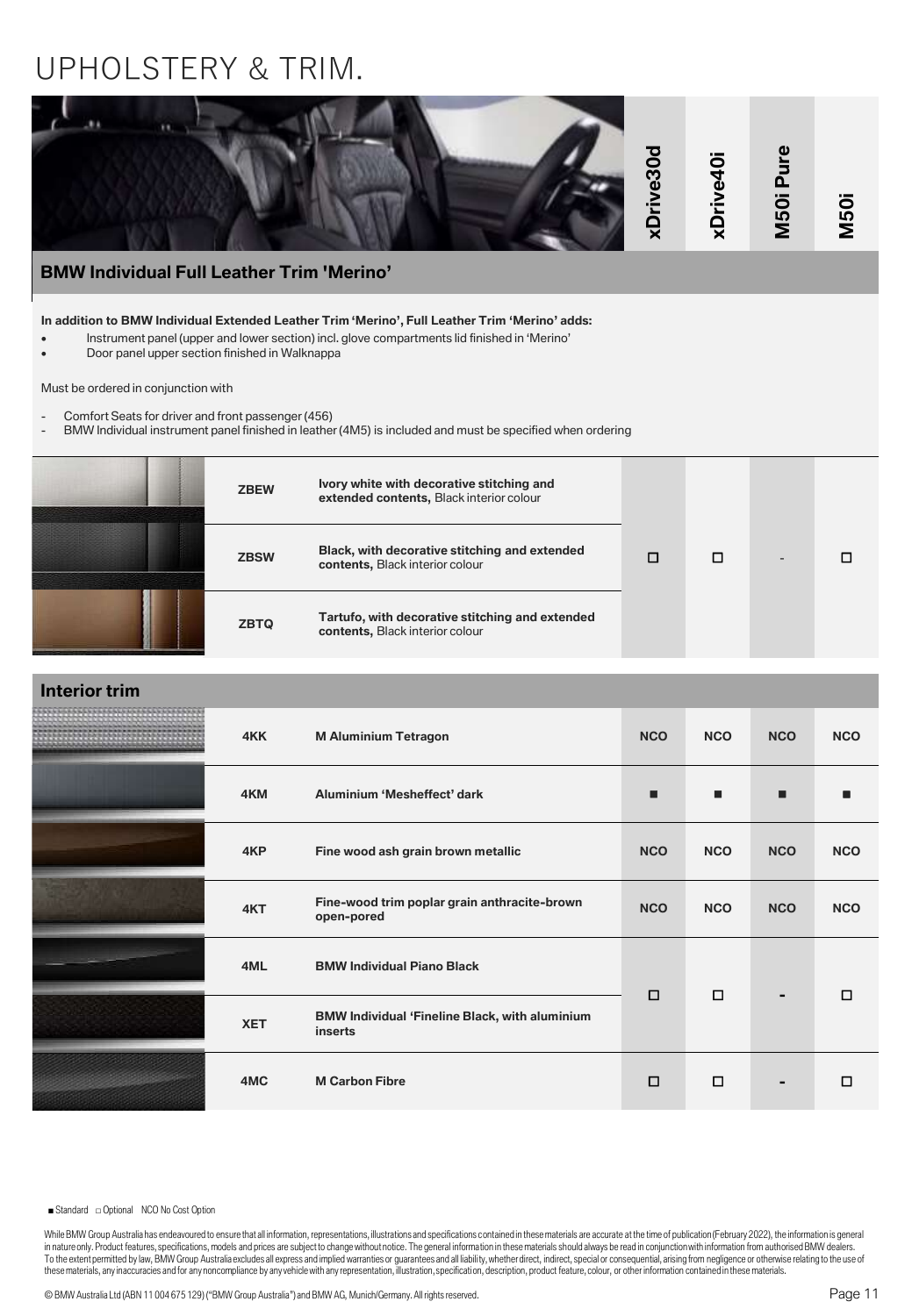// UPHOLSTERY & TRIM.

| | | xDrive30d | xDrive40i | M50i Pure | M50i |
|---|---|---|---|---|---|

## BMW Individual Full Leather Trim 'Merino'

**In addition to BMW Individual Extended Leather Trim 'Merino', Full Leather Trim 'Merino' adds:**

- Instrument panel (upper and lower section) incl. glove compartments lid finished in 'Merino'
- Door panel upper section finished in Walknappa

Must be ordered in conjunction with

- Comfort Seats for driver and front passenger (456)
- BMW Individual instrument panel finished in leather (4M5) is included and must be specified when ordering

| Code | Description | xDrive30d | xDrive40i | M50i Pure | M50i |
|---|---|---|---|---|---|
| ZBEW | **Ivory white with decorative stitching and extended contents,** Black interior colour | □ | □ | - | □ |
| ZBSW | **Black, with decorative stitching and extended contents,** Black interior colour | | | | |
| ZBTQ | **Tartufo, with decorative stitching and extended contents,** Black interior colour | | | | |

## Interior trim

| Code | Description | xDrive30d | xDrive40i | M50i Pure | M50i |
|---|---|---|---|---|---|
| 4KK | **M Aluminium Tetragon** | NCO | NCO | NCO | NCO |
| 4KM | **Aluminium 'Mesheffect' dark** | ■ | ■ | ■ | ■ |
| 4KP | **Fine wood ash grain brown metallic** | NCO | NCO | NCO | NCO |
| 4KT | **Fine-wood trim poplar grain anthracite-brown open-pored** | NCO | NCO | NCO | NCO |
| 4ML | **BMW Individual Piano Black** | □ | □ | - | □ |
| XET | **BMW Individual 'Fineline Black, with aluminium inserts** | | | | |
| 4MC | **M Carbon Fibre** | □ | □ | - | □ |

■ Standard □ Optional NCO No Cost Option

While BMW Group Australia has endeavoured to ensure that all information, representations, illustrations and specifications contained in these materials are accurate at the time of publication (February 2022), the information is general in nature only. Product features, specifications, models and prices are subject to change without notice. The general information in these materials should always be read in conjunction with information from authorised BMW dealers. To the extent permitted by law, BMW Group Australia excludes all express and implied warranties or guarantees and all liability, whether direct, indirect, special or consequential, arising from negligence or otherwise relating to the use of these materials, any inaccuracies and for any noncompliance by any vehicle with any representation, illustration, specification, description, product feature, colour, or other information contained in these materials.

© BMW Australia Ltd (ABN 11 004 675 129) ("BMW Group Australia") and BMW AG, Munich/Germany. All rights reserved.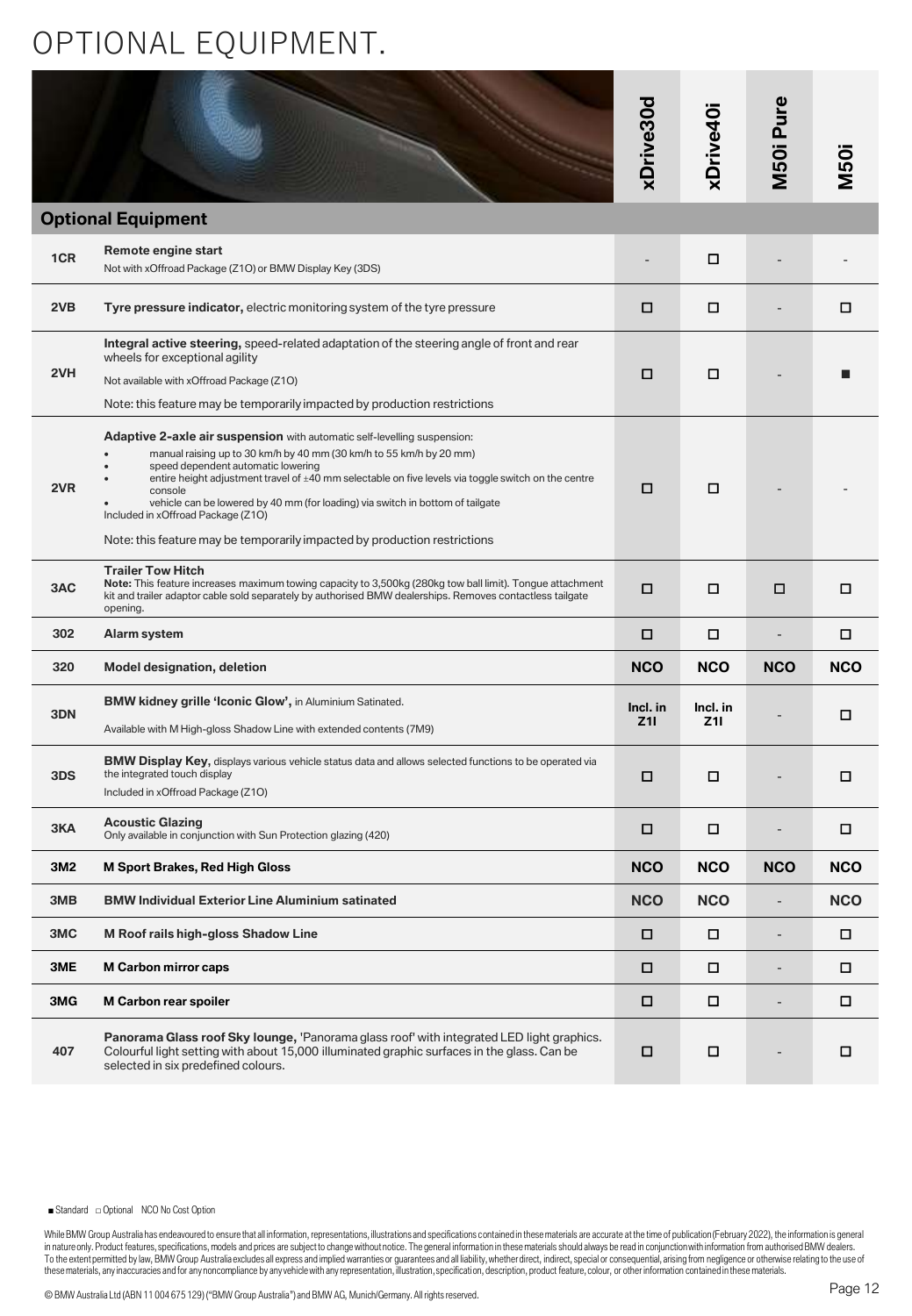# OPTIONAL EQUIPMENT.

| | Optional Equipment | xDrive30d | xDrive40i | M50i Pure | M50i |
|---|---|---|---|---|---|
| 1CR | **Remote engine start**<br>Not with xOffroad Package (Z1O) or BMW Display Key (3DS) | - | □ | - | - |
| 2VB | **Tyre pressure indicator,** electric monitoring system of the tyre pressure | □ | □ | - | □ |
| 2VH | **Integral active steering,** speed-related adaptation of the steering angle of front and rear wheels for exceptional agility<br>Not available with xOffroad Package (Z1O)<br>Note: this feature may be temporarily impacted by production restrictions | □ | □ | - | ■ |
| 2VR | **Adaptive 2-axle air suspension** with automatic self-levelling suspension:<br>• manual raising up to 30 km/h by 40 mm (30 km/h to 55 km/h by 20 mm)<br>• speed dependent automatic lowering<br>• entire height adjustment travel of ±40 mm selectable on five levels via toggle switch on the centre console<br>• vehicle can be lowered by 40 mm (for loading) via switch in bottom of tailgate<br>Included in xOffroad Package (Z1O)<br>Note: this feature may be temporarily impacted by production restrictions | □ | □ | - | - |
| 3AC | **Trailer Tow Hitch**<br>**Note:** This feature increases maximum towing capacity to 3,500kg (280kg tow ball limit). Tongue attachment kit and trailer adaptor cable sold separately by authorised BMW dealerships. Removes contactless tailgate opening. | □ | □ | □ | □ |
| 302 | **Alarm system** | □ | □ | - | □ |
| 320 | **Model designation, deletion** | **NCO** | **NCO** | **NCO** | **NCO** |
| 3DN | **BMW kidney grille 'Iconic Glow',** in Aluminium Satinated.<br>Available with M High-gloss Shadow Line with extended contents (7M9) | **Incl. in Z1I** | **Incl. in Z1I** | - | □ |
| 3DS | **BMW Display Key,** displays various vehicle status data and allows selected functions to be operated via the integrated touch display<br>Included in xOffroad Package (Z1O) | □ | □ | - | □ |
| 3KA | **Acoustic Glazing**<br>Only available in conjunction with Sun Protection glazing (420) | □ | □ | - | □ |
| 3M2 | **M Sport Brakes, Red High Gloss** | **NCO** | **NCO** | **NCO** | **NCO** |
| 3MB | **BMW Individual Exterior Line Aluminium satinated** | **NCO** | **NCO** | - | **NCO** |
| 3MC | **M Roof rails high-gloss Shadow Line** | □ | □ | - | □ |
| 3ME | **M Carbon mirror caps** | □ | □ | - | □ |
| 3MG | **M Carbon rear spoiler** | □ | □ | - | □ |
| 407 | **Panorama Glass roof Sky lounge,** 'Panorama glass roof' with integrated LED light graphics. Colourful light setting with about 15,000 illuminated graphic surfaces in the glass. Can be selected in six predefined colours. | □ | □ | - | □ |

■ Standard □ Optional NCO No Cost Option

While BMW Group Australia has endeavoured to ensure that all information, representations, illustrations and specifications contained in these materials are accurate at the time of publication (February 2022), the information is general in nature only. Product features, specifications, models and prices are subject to change without notice. The general information in these materials should always be read in conjunction with information from authorised BMW dealers. To the extent permitted by law, BMW Group Australia excludes all express and implied warranties or guarantees and all liability, whether direct, indirect, special or consequential, arising from negligence or otherwise relating to the use of these materials, any inaccuracies and for any noncompliance by any vehicle with any representation, illustration, specification, description, product feature, colour, or other information contained in these materials.

© BMW Australia Ltd (ABN 11 004 675 129) ("BMW Group Australia") and BMW AG, Munich/Germany. All rights reserved.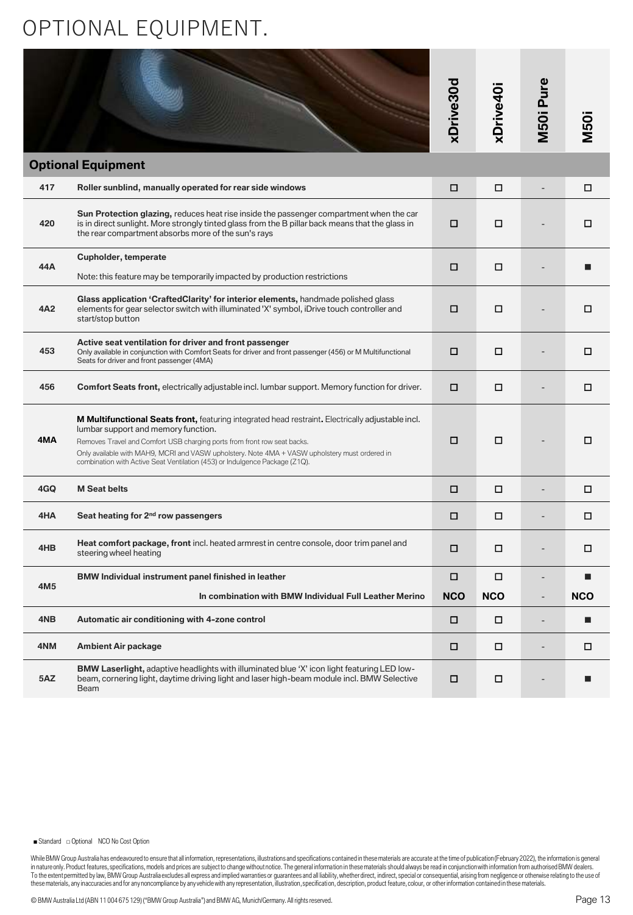# OPTIONAL EQUIPMENT.

| | | xDrive30d | xDrive40i | M50i Pure | M50i |
|---|---|---|---|---|---|
| **Optional Equipment** | | | | | |
| 417 | **Roller sunblind, manually operated for rear side windows** | □ | □ | - | □ |
| 420 | **Sun Protection glazing,** reduces heat rise inside the passenger compartment when the car is in direct sunlight. More strongly tinted glass from the B pillar back means that the glass in the rear compartment absorbs more of the sun's rays | □ | □ | - | □ |
| 44A | **Cupholder, temperate**<br>Note: this feature may be temporarily impacted by production restrictions | □ | □ | - | ■ |
| 4A2 | **Glass application 'CraftedClarity' for interior elements,** handmade polished glass elements for gear selector switch with illuminated 'X' symbol, iDrive touch controller and start/stop button | □ | □ | - | □ |
| 453 | **Active seat ventilation for driver and front passenger**<br>Only available in conjunction with Comfort Seats for driver and front passenger (456) or M Multifunctional Seats for driver and front passenger (4MA) | □ | □ | - | □ |
| 456 | **Comfort Seats front,** electrically adjustable incl. lumbar support. Memory function for driver. | □ | □ | - | □ |
| 4MA | **M Multifunctional Seats front,** featuring integrated head restraint**.** Electrically adjustable incl. lumbar support and memory function.<br>Removes Travel and Comfort USB charging ports from front row seat backs.<br>Only available with MAH9, MCRI and VASW upholstery. Note 4MA + VASW upholstery must ordered in combination with Active Seat Ventilation (453) or Indulgence Package (Z1Q). | □ | □ | - | □ |
| 4GQ | **M Seat belts** | □ | □ | - | □ |
| 4HA | **Seat heating for 2nd row passengers** | □ | □ | - | □ |
| 4HB | **Heat comfort package, front** incl. heated armrest in centre console, door trim panel and steering wheel heating | □ | □ | - | □ |
| 4M5 | **BMW Individual instrument panel finished in leather** | □ | □ | - | ■ |
| | **In combination with BMW Individual Full Leather Merino** | **NCO** | **NCO** | - | **NCO** |
| 4NB | **Automatic air conditioning with 4-zone control** | □ | □ | - | ■ |
| 4NM | **Ambient Air package** | □ | □ | - | □ |
| 5AZ | **BMW Laserlight,** adaptive headlights with illuminated blue 'X' icon light featuring LED low-beam, cornering light, daytime driving light and laser high-beam module incl. BMW Selective Beam | □ | □ | - | ■ |

■ Standard □ Optional NCO No Cost Option

While BMW Group Australia has endeavoured to ensure that all information, representations, illustrations and specifications contained in these materials are accurate at the time of publication (February 2022), the information is general in nature only. Product features, specifications, models and prices are subject to change without notice. The general information in these materials should always be read in conjunction with information from authorised BMW dealers. To the extent permitted by law, BMW Group Australia excludes all express and implied warranties or guarantees and all liability, whether direct, indirect, special or consequential, arising from negligence or otherwise relating to the use of these materials, any inaccuracies and for any noncompliance by any vehicle with any representation, illustration, specification, description, product feature, colour, or other information contained in these materials.

© BMW Australia Ltd (ABN 11 004 675 129) ("BMW Group Australia") and BMW AG, Munich/Germany. All rights reserved.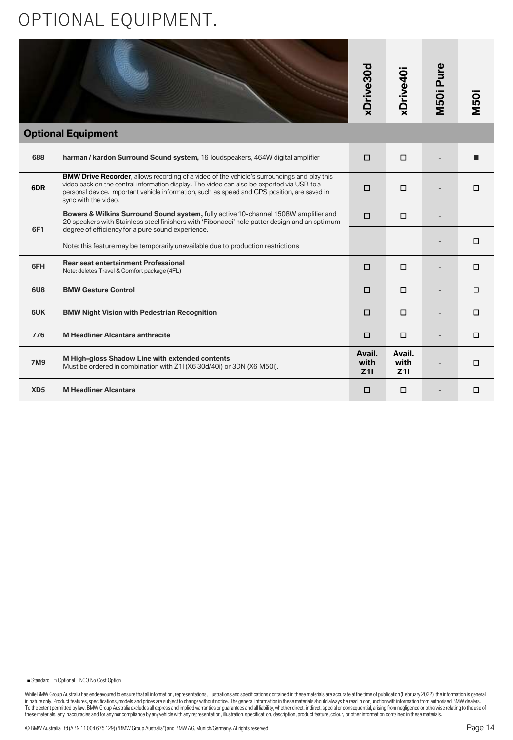# OPTIONAL EQUIPMENT.

| | | xDrive30d | xDrive40i | M50i Pure | M50i |
|---|---|---|---|---|---|
| **Optional Equipment** | | | | | |
| 688 | **harman / kardon Surround Sound system,** 16 loudspeakers, 464W digital amplifier | □ | □ | - | ■ |
| 6DR | **BMW Drive Recorder**, allows recording of a video of the vehicle's surroundings and play this video back on the central information display. The video can also be exported via USB to a personal device. Important vehicle information, such as speed and GPS position, are saved in sync with the video. | □ | □ | - | □ |
| 6F1 | **Bowers & Wilkins Surround Sound system,** fully active 10-channel 1508W amplifier and 20 speakers with Stainless steel finishers with 'Fibonacci' hole patter design and an optimum degree of efficiency for a pure sound experience. | □ | □ | - | |
| | Note: this feature may be temporarily unavailable due to production restrictions | | | - | □ |
| 6FH | **Rear seat entertainment Professional**<br>Note: deletes Travel & Comfort package (4FL) | □ | □ | - | □ |
| 6U8 | **BMW Gesture Control** | □ | □ | - | □ |
| 6UK | **BMW Night Vision with Pedestrian Recognition** | □ | □ | - | □ |
| 776 | **M Headliner Alcantara anthracite** | □ | □ | - | □ |
| 7M9 | **M High-gloss Shadow Line with extended contents**<br>Must be ordered in combination with Z1I (X6 30d/40i) or 3DN (X6 M50i). | Avail. with Z1I | Avail. with Z1I | - | □ |
| XD5 | **M Headliner Alcantara** | □ | □ | - | □ |

■ Standard □ Optional NCO No Cost Option

While BMW Group Australia has endeavoured to ensure that all information, representations, illustrations and specifications contained in these materials are accurate at the time of publication (February 2022), the information is general in nature only. Product features, specifications, models and prices are subject to change without notice. The general information in these materials should always be read in conjunction with information from authorised BMW dealers. To the extent permitted by law, BMW Group Australia excludes all express and implied warranties or guarantees and all liability, whether direct, indirect, special or consequential, arising from negligence or otherwise relating to the use of these materials, any inaccuracies and for any noncompliance by any vehicle with any representation, illustration, specification, description, product feature, colour, or other information contained in these materials.

© BMW Australia Ltd (ABN 11 004 675 129) ("BMW Group Australia") and BMW AG, Munich/Germany. All rights reserved.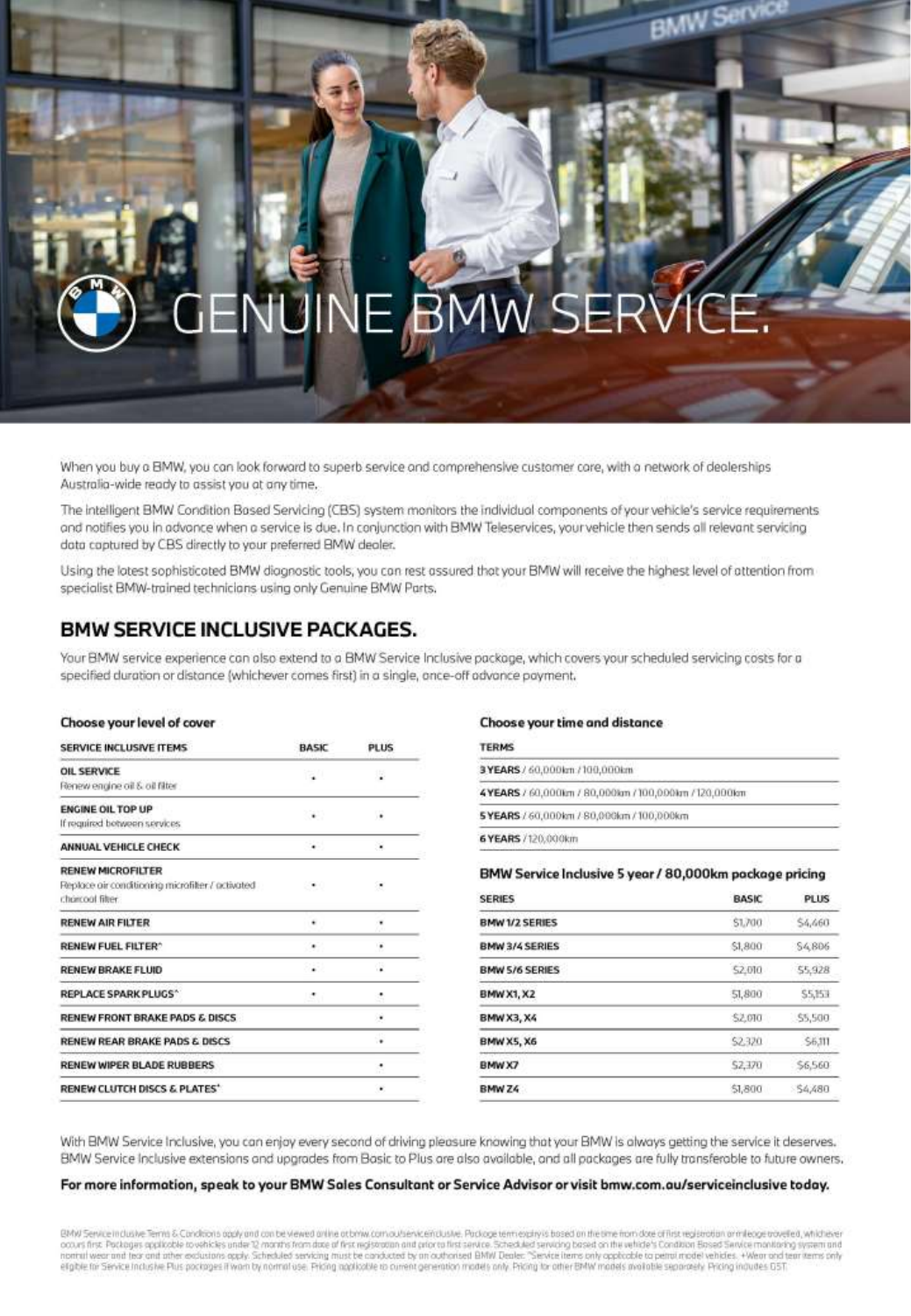# GENUINE BMW SERVICE.

When you buy a BMW, you can look forward to superb service and comprehensive customer care, with a network of dealerships Australia-wide ready to assist you at any time.

The intelligent BMW Condition Based Servicing (CBS) system monitors the individual components of your vehicle's service requirements and notifies you in advance when a service is due. In conjunction with BMW Teleservices, your vehicle then sends all relevant servicing data captured by CBS directly to your preferred BMW dealer.

Using the latest sophisticated BMW diagnostic tools, you can rest assured that your BMW will receive the highest level of attention from specialist BMW-trained technicians using only Genuine BMW Parts.

## BMW SERVICE INCLUSIVE PACKAGES.

Your BMW service experience can also extend to a BMW Service Inclusive package, which covers your scheduled servicing costs for a specified duration or distance (whichever comes first) in a single, once-off advance payment.

**Choose your level of cover**

| SERVICE INCLUSIVE ITEMS | BASIC | PLUS |
|---|---|---|
| **OIL SERVICE** Renew engine oil & oil filter | • | • |
| **ENGINE OIL TOP UP** If required between services | • | • |
| **ANNUAL VEHICLE CHECK** | • | • |
| **RENEW MICROFILTER** Replace air conditioning microfilter / activated charcoal filter | • | • |
| **RENEW AIR FILTER** | • | • |
| **RENEW FUEL FILTER^** | • | • |
| **RENEW BRAKE FLUID** | • | • |
| **REPLACE SPARK PLUGS^** | • | • |
| **RENEW FRONT BRAKE PADS & DISCS** | | • |
| **RENEW REAR BRAKE PADS & DISCS** | | • |
| **RENEW WIPER BLADE RUBBERS** | | • |
| **RENEW CLUTCH DISCS & PLATES+** | | • |

**Choose your time and distance**

| TERMS |
|---|
| **3 YEARS** / 60,000km / 100,000km |
| **4 YEARS** / 60,000km / 80,000km / 100,000km / 120,000km |
| **5 YEARS** / 60,000km / 80,000km / 100,000km |
| **6 YEARS** / 120,000km |

**BMW Service Inclusive 5 year / 80,000km package pricing**

| SERIES | BASIC | PLUS |
|---|---|---|
| **BMW 1/2 SERIES** | $1,700 | $4,460 |
| **BMW 3/4 SERIES** | $1,800 | $4,806 |
| **BMW 5/6 SERIES** | $2,010 | $5,928 |
| **BMW X1, X2** | $1,800 | $5,153 |
| **BMW X3, X4** | $2,010 | $5,500 |
| **BMW X5, X6** | $2,320 | $6,111 |
| **BMW X7** | $2,370 | $6,560 |
| **BMW Z4** | $1,800 | $4,480 |

With BMW Service Inclusive, you can enjoy every second of driving pleasure knowing that your BMW is always getting the service it deserves. BMW Service Inclusive extensions and upgrades from Basic to Plus are also available, and all packages are fully transferable to future owners.

**For more information, speak to your BMW Sales Consultant or Service Advisor or visit bmw.com.au/serviceinclusive today.**

BMW Service Inclusive Terms & Conditions apply and can be viewed online at bmw.com.au/serviceinclusive. Package term expiry is based on the time from date of first registration or mileage travelled, whichever occurs first. Packages applicable to vehicles under 12 months from date of first registration and prior to first service. Scheduled servicing based on the vehicle's Condition Based Service monitoring system and normal wear and tear and other exclusions apply. Scheduled servicing must be conducted by an authorised BMW Dealer. ^Service items only applicable to petrol model vehicles. +Wear and tear items only eligible for Service Inclusive Plus packages if worn by normal use. Pricing applicable to current generation models only. Pricing for other BMW models available separately. Pricing includes GST.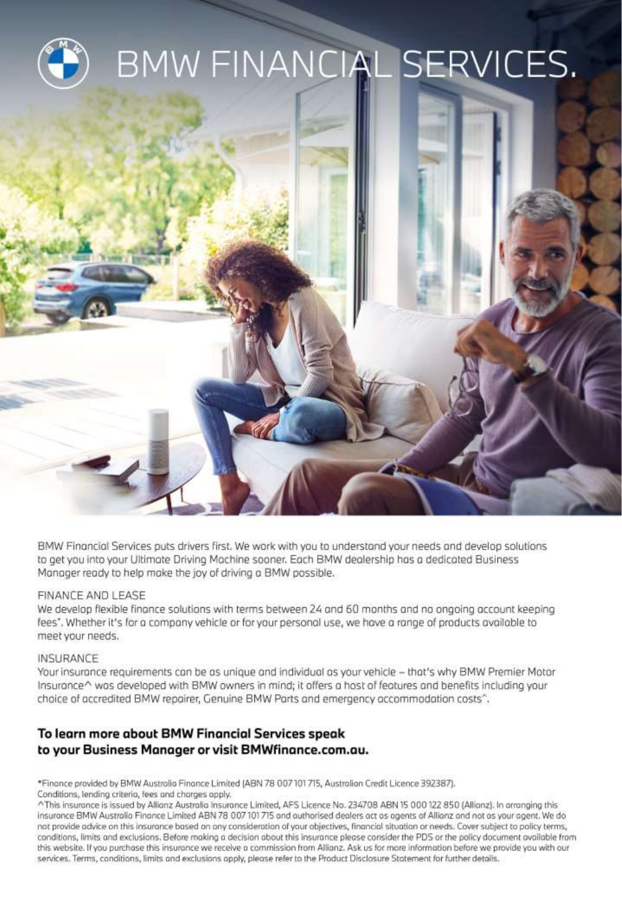# BMW FINANCIAL SERVICES.

BMW Financial Services puts drivers first. We work with you to understand your needs and develop solutions to get you into your Ultimate Driving Machine sooner. Each BMW dealership has a dedicated Business Manager ready to help make the joy of driving a BMW possible.

FINANCE AND LEASE

We develop flexible finance solutions with terms between 24 and 60 months and no ongoing account keeping fees*. Whether it's for a company vehicle or for your personal use, we have a range of products available to meet your needs.

INSURANCE

Your insurance requirements can be as unique and individual as your vehicle – that's why BMW Premier Motor Insurance^ was developed with BMW owners in mind; it offers a host of features and benefits including your choice of accredited BMW repairer, Genuine BMW Parts and emergency accommodation costs^.

**To learn more about BMW Financial Services speak to your Business Manager or visit BMWfinance.com.au.**

*Finance provided by BMW Australia Finance Limited (ABN 78 007 101 715, Australian Credit Licence 392387). Conditions, lending criteria, fees and charges apply.

^This insurance is issued by Allianz Australia Insurance Limited, AFS Licence No. 234708 ABN 15 000 122 850 (Allianz). In arranging this insurance BMW Australia Finance Limited ABN 78 007 101 715 and authorised dealers act as agents of Allianz and not as your agent. We do not provide advice on this insurance based on any consideration of your objectives, financial situation or needs. Cover subject to policy terms, conditions, limits and exclusions. Before making a decision about this insurance please consider the PDS or the policy document available from this website. If you purchase this insurance we receive a commission from Allianz. Ask us for more information before we provide you with our services. Terms, conditions, limits and exclusions apply, please refer to the Product Disclosure Statement for further details.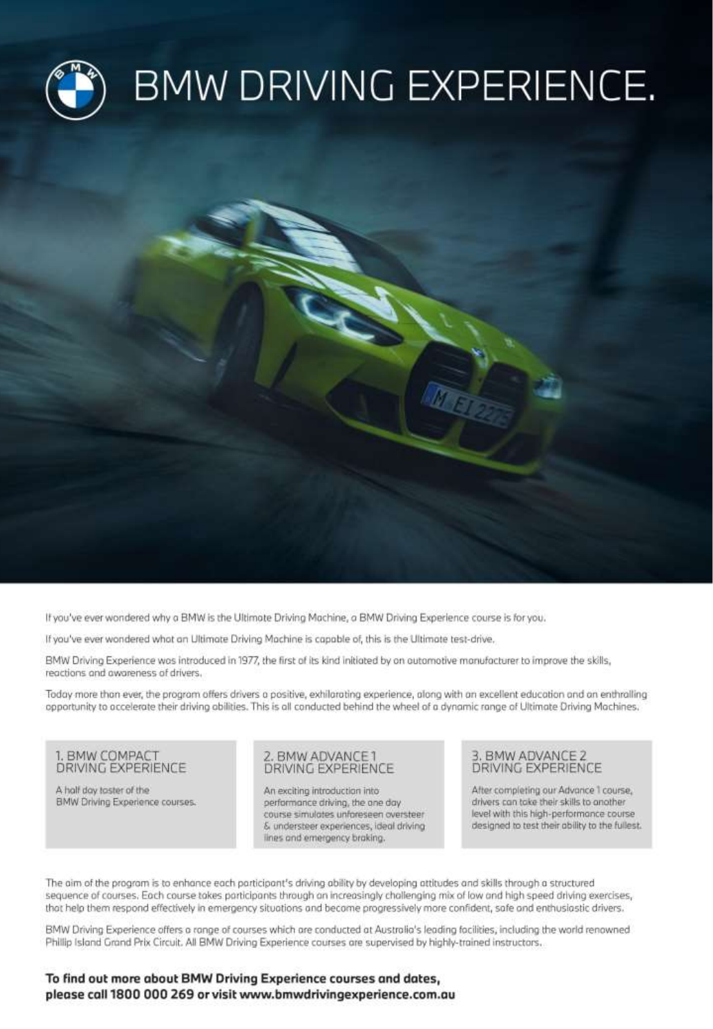# BMW DRIVING EXPERIENCE.

If you've ever wondered why a BMW is the Ultimate Driving Machine, a BMW Driving Experience course is for you.

If you've ever wondered what an Ultimate Driving Machine is capable of, this is the Ultimate test-drive.

BMW Driving Experience was introduced in 1977, the first of its kind initiated by an automotive manufacturer to improve the skills, reactions and awareness of drivers.

Today more than ever, the program offers drivers a positive, exhilarating experience, along with an excellent education and an enthralling opportunity to accelerate their driving abilities. This is all conducted behind the wheel of a dynamic range of Ultimate Driving Machines.

### 1. BMW COMPACT DRIVING EXPERIENCE

A half day taster of the BMW Driving Experience courses.

### 2. BMW ADVANCE 1 DRIVING EXPERIENCE

An exciting introduction into performance driving, the one day course simulates unforeseen oversteer & understeer experiences, ideal driving lines and emergency braking.

### 3. BMW ADVANCE 2 DRIVING EXPERIENCE

After completing our Advance 1 course, drivers can take their skills to another level with this high-performance course designed to test their ability to the fullest.

The aim of the program is to enhance each participant's driving ability by developing attitudes and skills through a structured sequence of courses. Each course takes participants through an increasingly challenging mix of low and high speed driving exercises, that help them respond effectively in emergency situations and become progressively more confident, safe and enthusiastic drivers.

BMW Driving Experience offers a range of courses which are conducted at Australia's leading facilities, including the world renowned Phillip Island Grand Prix Circuit. All BMW Driving Experience courses are supervised by highly-trained instructors.

**To find out more about BMW Driving Experience courses and dates, please call 1800 000 269 or visit www.bmwdrivingexperience.com.au**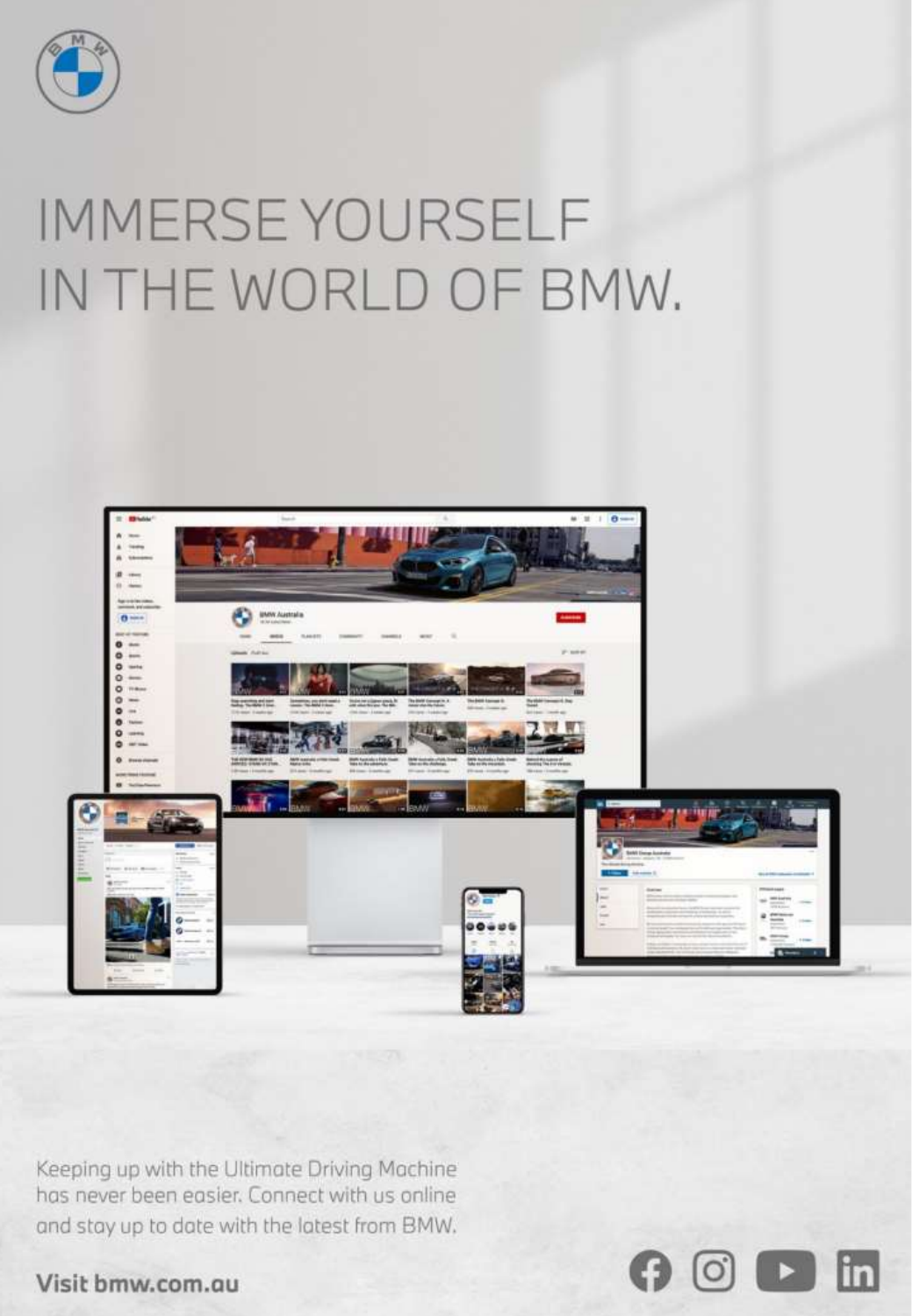# IMMERSE YOURSELF IN THE WORLD OF BMW.

Keeping up with the Ultimate Driving Machine has never been easier. Connect with us online and stay up to date with the latest from BMW.

**Visit bmw.com.au**